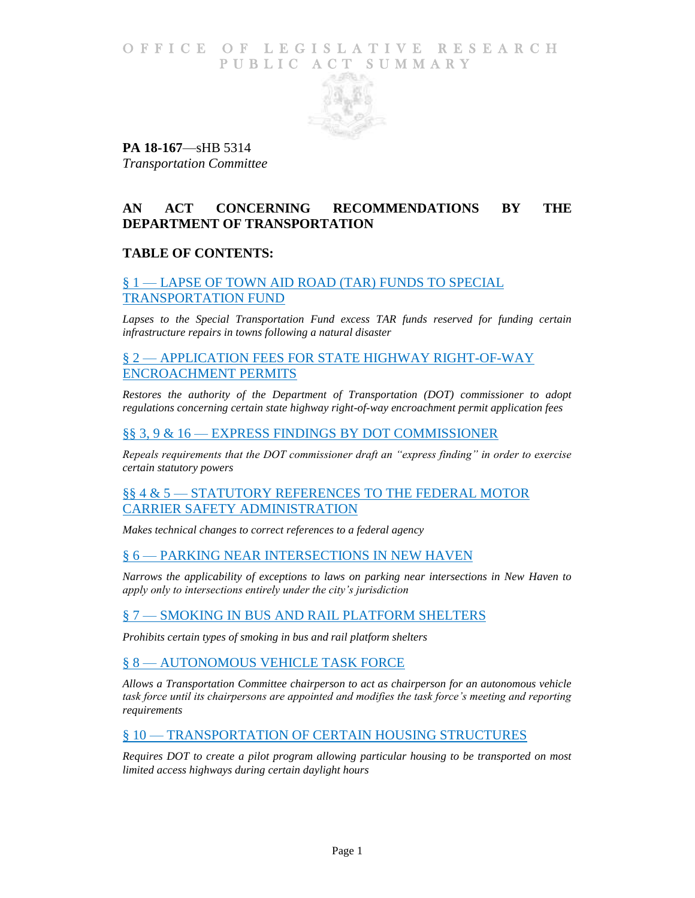# OFFICE OF LEGISLATIVE RESEARCH PUBLIC ACT SUMMARY

**PA 18-167**—sHB 5314
*Transportation Committee*

## AN ACT CONCERNING RECOMMENDATIONS BY THE DEPARTMENT OF TRANSPORTATION

## TABLE OF CONTENTS:

### § 1 — LAPSE OF TOWN AID ROAD (TAR) FUNDS TO SPECIAL TRANSPORTATION FUND

*Lapses to the Special Transportation Fund excess TAR funds reserved for funding certain infrastructure repairs in towns following a natural disaster*

### § 2 — APPLICATION FEES FOR STATE HIGHWAY RIGHT-OF-WAY ENCROACHMENT PERMITS

*Restores the authority of the Department of Transportation (DOT) commissioner to adopt regulations concerning certain state highway right-of-way encroachment permit application fees*

### §§ 3, 9 & 16 — EXPRESS FINDINGS BY DOT COMMISSIONER

*Repeals requirements that the DOT commissioner draft an "express finding" in order to exercise certain statutory powers*

### §§ 4 & 5 — STATUTORY REFERENCES TO THE FEDERAL MOTOR CARRIER SAFETY ADMINISTRATION

*Makes technical changes to correct references to a federal agency*

### § 6 — PARKING NEAR INTERSECTIONS IN NEW HAVEN

*Narrows the applicability of exceptions to laws on parking near intersections in New Haven to apply only to intersections entirely under the city's jurisdiction*

### § 7 — SMOKING IN BUS AND RAIL PLATFORM SHELTERS

*Prohibits certain types of smoking in bus and rail platform shelters*

### § 8 — AUTONOMOUS VEHICLE TASK FORCE

*Allows a Transportation Committee chairperson to act as chairperson for an autonomous vehicle task force until its chairpersons are appointed and modifies the task force's meeting and reporting requirements*

### § 10 — TRANSPORTATION OF CERTAIN HOUSING STRUCTURES

*Requires DOT to create a pilot program allowing particular housing to be transported on most limited access highways during certain daylight hours*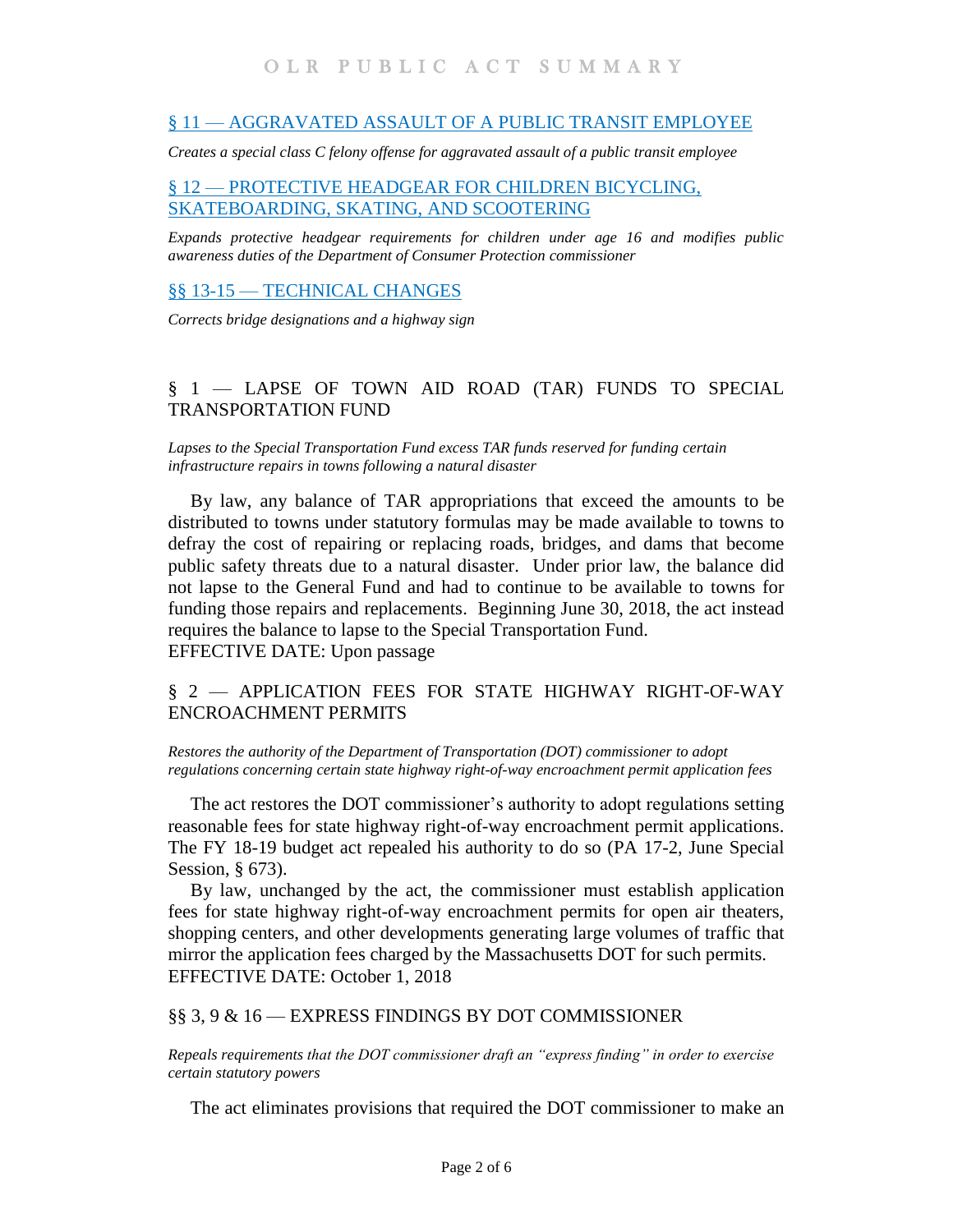## § 11 — AGGRAVATED ASSAULT OF A PUBLIC TRANSIT EMPLOYEE

*Creates a special class C felony offense for aggravated assault of a public transit employee*

## § 12 — PROTECTIVE HEADGEAR FOR CHILDREN BICYCLING, SKATEBOARDING, SKATING, AND SCOOTERING

*Expands protective headgear requirements for children under age 16 and modifies public awareness duties of the Department of Consumer Protection commissioner*

## §§ 13-15 — TECHNICAL CHANGES

*Corrects bridge designations and a highway sign*

## § 1 — LAPSE OF TOWN AID ROAD (TAR) FUNDS TO SPECIAL TRANSPORTATION FUND

*Lapses to the Special Transportation Fund excess TAR funds reserved for funding certain infrastructure repairs in towns following a natural disaster*

By law, any balance of TAR appropriations that exceed the amounts to be distributed to towns under statutory formulas may be made available to towns to defray the cost of repairing or replacing roads, bridges, and dams that become public safety threats due to a natural disaster. Under prior law, the balance did not lapse to the General Fund and had to continue to be available to towns for funding those repairs and replacements. Beginning June 30, 2018, the act instead requires the balance to lapse to the Special Transportation Fund.
EFFECTIVE DATE: Upon passage

## § 2 — APPLICATION FEES FOR STATE HIGHWAY RIGHT-OF-WAY ENCROACHMENT PERMITS

*Restores the authority of the Department of Transportation (DOT) commissioner to adopt regulations concerning certain state highway right-of-way encroachment permit application fees*

The act restores the DOT commissioner's authority to adopt regulations setting reasonable fees for state highway right-of-way encroachment permit applications. The FY 18-19 budget act repealed his authority to do so (PA 17-2, June Special Session, § 673).

By law, unchanged by the act, the commissioner must establish application fees for state highway right-of-way encroachment permits for open air theaters, shopping centers, and other developments generating large volumes of traffic that mirror the application fees charged by the Massachusetts DOT for such permits.
EFFECTIVE DATE: October 1, 2018

## §§ 3, 9 & 16 — EXPRESS FINDINGS BY DOT COMMISSIONER

*Repeals requirements that the DOT commissioner draft an "express finding" in order to exercise certain statutory powers*

The act eliminates provisions that required the DOT commissioner to make an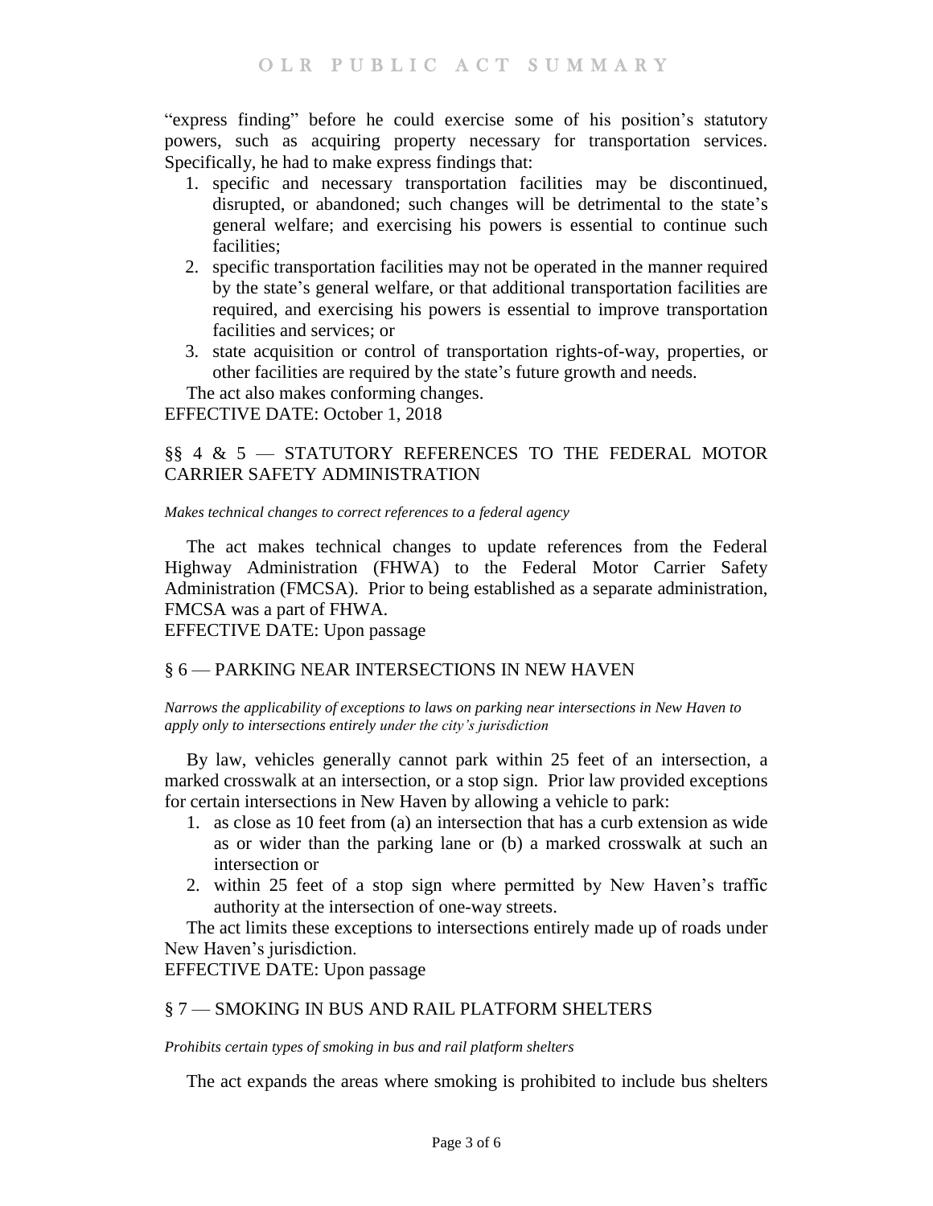"express finding" before he could exercise some of his position's statutory powers, such as acquiring property necessary for transportation services. Specifically, he had to make express findings that:

1. specific and necessary transportation facilities may be discontinued, disrupted, or abandoned; such changes will be detrimental to the state's general welfare; and exercising his powers is essential to continue such facilities;
2. specific transportation facilities may not be operated in the manner required by the state's general welfare, or that additional transportation facilities are required, and exercising his powers is essential to improve transportation facilities and services; or
3. state acquisition or control of transportation rights-of-way, properties, or other facilities are required by the state's future growth and needs.

The act also makes conforming changes.

EFFECTIVE DATE: October 1, 2018

## §§ 4 & 5 — STATUTORY REFERENCES TO THE FEDERAL MOTOR CARRIER SAFETY ADMINISTRATION

*Makes technical changes to correct references to a federal agency*

The act makes technical changes to update references from the Federal Highway Administration (FHWA) to the Federal Motor Carrier Safety Administration (FMCSA). Prior to being established as a separate administration, FMCSA was a part of FHWA.

EFFECTIVE DATE: Upon passage

## § 6 — PARKING NEAR INTERSECTIONS IN NEW HAVEN

*Narrows the applicability of exceptions to laws on parking near intersections in New Haven to apply only to intersections entirely under the city's jurisdiction*

By law, vehicles generally cannot park within 25 feet of an intersection, a marked crosswalk at an intersection, or a stop sign. Prior law provided exceptions for certain intersections in New Haven by allowing a vehicle to park:

1. as close as 10 feet from (a) an intersection that has a curb extension as wide as or wider than the parking lane or (b) a marked crosswalk at such an intersection or
2. within 25 feet of a stop sign where permitted by New Haven's traffic authority at the intersection of one-way streets.

The act limits these exceptions to intersections entirely made up of roads under New Haven's jurisdiction.

EFFECTIVE DATE: Upon passage

## § 7 — SMOKING IN BUS AND RAIL PLATFORM SHELTERS

*Prohibits certain types of smoking in bus and rail platform shelters*

The act expands the areas where smoking is prohibited to include bus shelters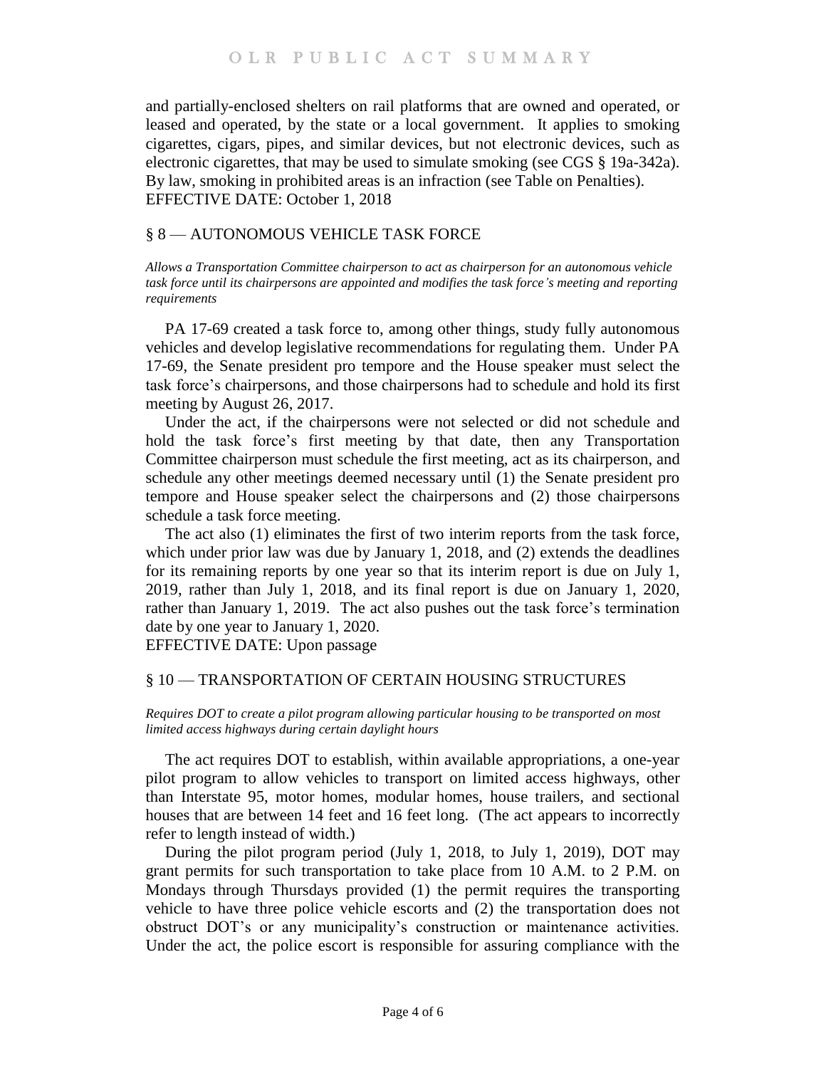and partially-enclosed shelters on rail platforms that are owned and operated, or leased and operated, by the state or a local government. It applies to smoking cigarettes, cigars, pipes, and similar devices, but not electronic devices, such as electronic cigarettes, that may be used to simulate smoking (see CGS § 19a-342a). By law, smoking in prohibited areas is an infraction (see Table on Penalties).

EFFECTIVE DATE: October 1, 2018

## § 8 — AUTONOMOUS VEHICLE TASK FORCE

*Allows a Transportation Committee chairperson to act as chairperson for an autonomous vehicle task force until its chairpersons are appointed and modifies the task force's meeting and reporting requirements*

PA 17-69 created a task force to, among other things, study fully autonomous vehicles and develop legislative recommendations for regulating them. Under PA 17-69, the Senate president pro tempore and the House speaker must select the task force's chairpersons, and those chairpersons had to schedule and hold its first meeting by August 26, 2017.

Under the act, if the chairpersons were not selected or did not schedule and hold the task force's first meeting by that date, then any Transportation Committee chairperson must schedule the first meeting, act as its chairperson, and schedule any other meetings deemed necessary until (1) the Senate president pro tempore and House speaker select the chairpersons and (2) those chairpersons schedule a task force meeting.

The act also (1) eliminates the first of two interim reports from the task force, which under prior law was due by January 1, 2018, and (2) extends the deadlines for its remaining reports by one year so that its interim report is due on July 1, 2019, rather than July 1, 2018, and its final report is due on January 1, 2020, rather than January 1, 2019. The act also pushes out the task force's termination date by one year to January 1, 2020.

EFFECTIVE DATE: Upon passage

## § 10 — TRANSPORTATION OF CERTAIN HOUSING STRUCTURES

*Requires DOT to create a pilot program allowing particular housing to be transported on most limited access highways during certain daylight hours*

The act requires DOT to establish, within available appropriations, a one-year pilot program to allow vehicles to transport on limited access highways, other than Interstate 95, motor homes, modular homes, house trailers, and sectional houses that are between 14 feet and 16 feet long. (The act appears to incorrectly refer to length instead of width.)

During the pilot program period (July 1, 2018, to July 1, 2019), DOT may grant permits for such transportation to take place from 10 A.M. to 2 P.M. on Mondays through Thursdays provided (1) the permit requires the transporting vehicle to have three police vehicle escorts and (2) the transportation does not obstruct DOT's or any municipality's construction or maintenance activities. Under the act, the police escort is responsible for assuring compliance with the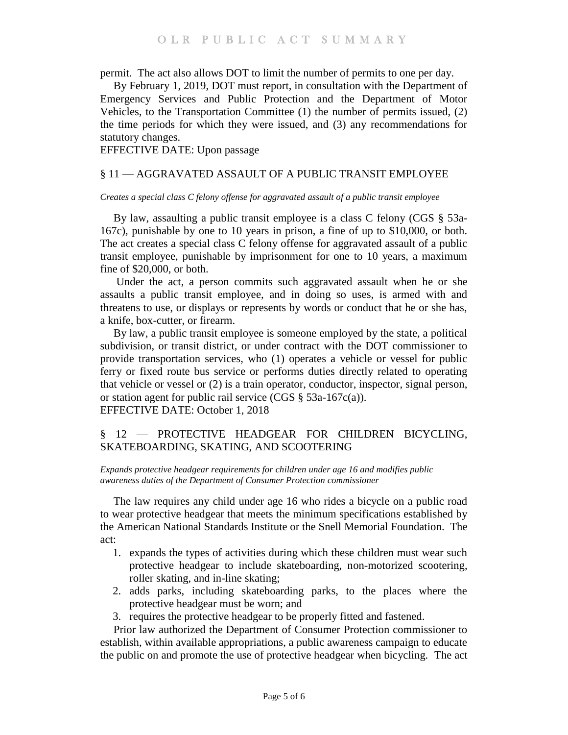permit. The act also allows DOT to limit the number of permits to one per day.

By February 1, 2019, DOT must report, in consultation with the Department of Emergency Services and Public Protection and the Department of Motor Vehicles, to the Transportation Committee (1) the number of permits issued, (2) the time periods for which they were issued, and (3) any recommendations for statutory changes.

EFFECTIVE DATE: Upon passage

## § 11 — AGGRAVATED ASSAULT OF A PUBLIC TRANSIT EMPLOYEE

*Creates a special class C felony offense for aggravated assault of a public transit employee*

By law, assaulting a public transit employee is a class C felony (CGS § 53a-167c), punishable by one to 10 years in prison, a fine of up to $10,000, or both. The act creates a special class C felony offense for aggravated assault of a public transit employee, punishable by imprisonment for one to 10 years, a maximum fine of $20,000, or both.

Under the act, a person commits such aggravated assault when he or she assaults a public transit employee, and in doing so uses, is armed with and threatens to use, or displays or represents by words or conduct that he or she has, a knife, box-cutter, or firearm.

By law, a public transit employee is someone employed by the state, a political subdivision, or transit district, or under contract with the DOT commissioner to provide transportation services, who (1) operates a vehicle or vessel for public ferry or fixed route bus service or performs duties directly related to operating that vehicle or vessel or (2) is a train operator, conductor, inspector, signal person, or station agent for public rail service (CGS § 53a-167c(a)).

EFFECTIVE DATE: October 1, 2018

## § 12 — PROTECTIVE HEADGEAR FOR CHILDREN BICYCLING, SKATEBOARDING, SKATING, AND SCOOTERING

*Expands protective headgear requirements for children under age 16 and modifies public awareness duties of the Department of Consumer Protection commissioner*

The law requires any child under age 16 who rides a bicycle on a public road to wear protective headgear that meets the minimum specifications established by the American National Standards Institute or the Snell Memorial Foundation. The act:

1. expands the types of activities during which these children must wear such protective headgear to include skateboarding, non-motorized scootering, roller skating, and in-line skating;
2. adds parks, including skateboarding parks, to the places where the protective headgear must be worn; and
3. requires the protective headgear to be properly fitted and fastened.

Prior law authorized the Department of Consumer Protection commissioner to establish, within available appropriations, a public awareness campaign to educate the public on and promote the use of protective headgear when bicycling. The act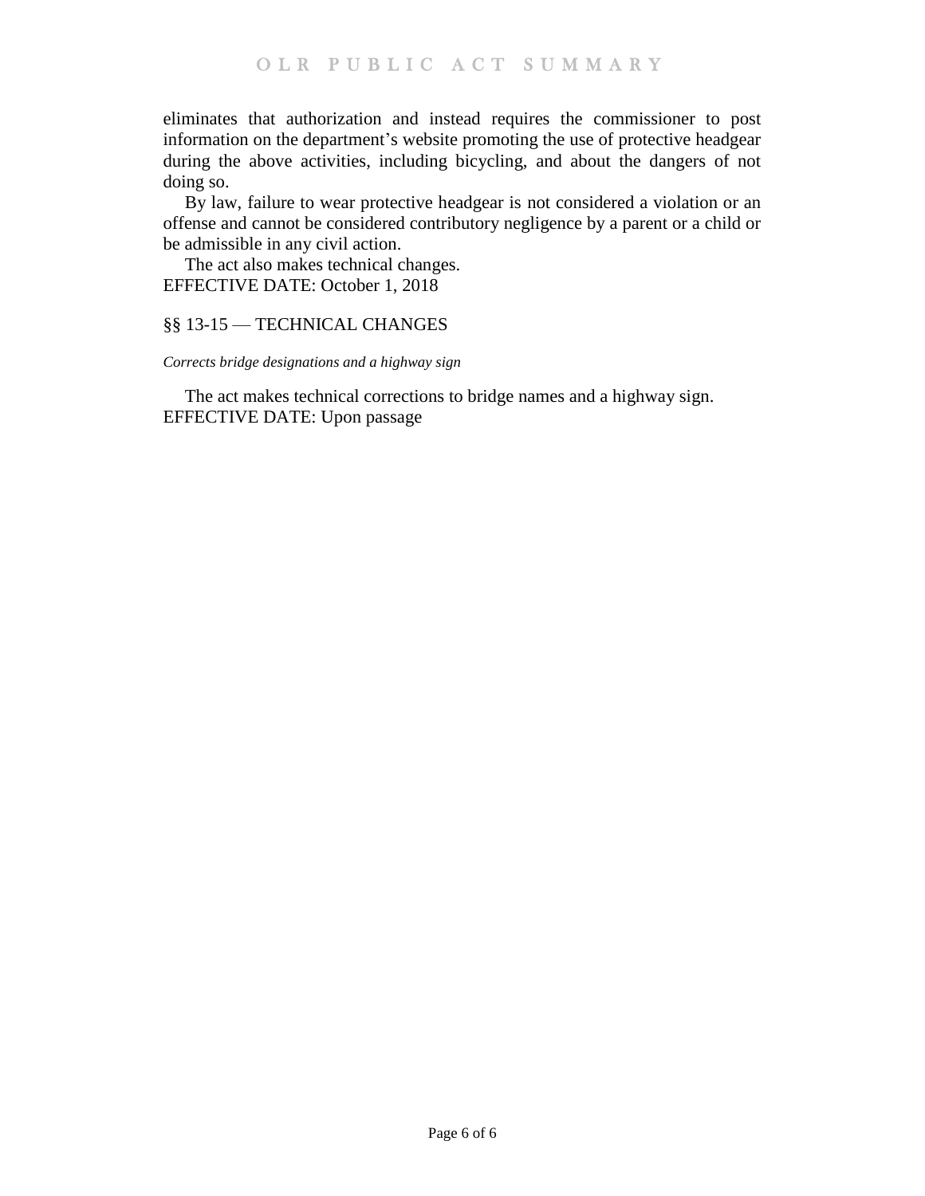eliminates that authorization and instead requires the commissioner to post information on the department's website promoting the use of protective headgear during the above activities, including bicycling, and about the dangers of not doing so.

By law, failure to wear protective headgear is not considered a violation or an offense and cannot be considered contributory negligence by a parent or a child or be admissible in any civil action.

The act also makes technical changes.

EFFECTIVE DATE: October 1, 2018

## §§ 13-15 — TECHNICAL CHANGES

*Corrects bridge designations and a highway sign*

The act makes technical corrections to bridge names and a highway sign.

EFFECTIVE DATE: Upon passage